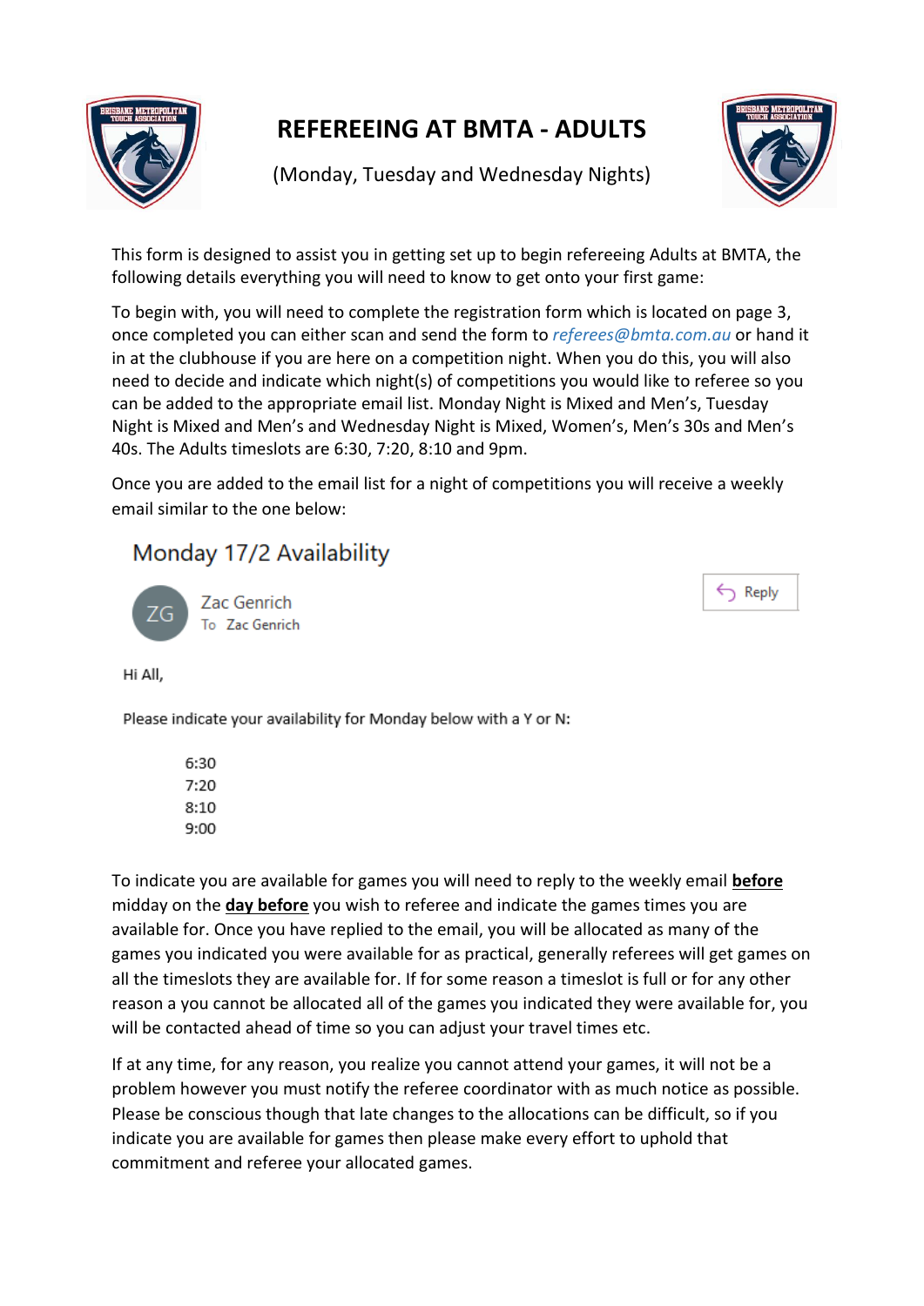# REFEREEING AT BMTA - ADULTS

(Monday, Tuesday and Wednesday Nights)

This form is designed to assist you in getting set up to begin refereeing Adults at BMTA, the following details everything you will need to know to get onto your first game:

To begin with, you will need to complete the registration form which is located on page 3, once completed you can either scan and send the form to *referees@bmta.com.au* or hand it in at the clubhouse if you are here on a competition night. When you do this, you will also need to decide and indicate which night(s) of competitions you would like to referee so you can be added to the appropriate email list. Monday Night is Mixed and Men's, Tuesday Night is Mixed and Men's and Wednesday Night is Mixed, Women's, Men's 30s and Men's 40s. The Adults timeslots are 6:30, 7:20, 8:10 and 9pm.

Once you are added to the email list for a night of competitions you will receive a weekly email similar to the one below:

> **Monday 17/2 Availability**
>
> ZG Zac Genrich
> To Zac Genrich
>
> Reply
>
> Hi All,
>
> Please indicate your availability for Monday below with a Y or N:
>
> 6:30
> 7:20
> 8:10
> 9:00

To indicate you are available for games you will need to reply to the weekly email **<u>before</u>** midday on the **<u>day before</u>** you wish to referee and indicate the games times you are available for. Once you have replied to the email, you will be allocated as many of the games you indicated you were available for as practical, generally referees will get games on all the timeslots they are available for. If for some reason a timeslot is full or for any other reason a you cannot be allocated all of the games you indicated they were available for, you will be contacted ahead of time so you can adjust your travel times etc.

If at any time, for any reason, you realize you cannot attend your games, it will not be a problem however you must notify the referee coordinator with as much notice as possible. Please be conscious though that late changes to the allocations can be difficult, so if you indicate you are available for games then please make every effort to uphold that commitment and referee your allocated games.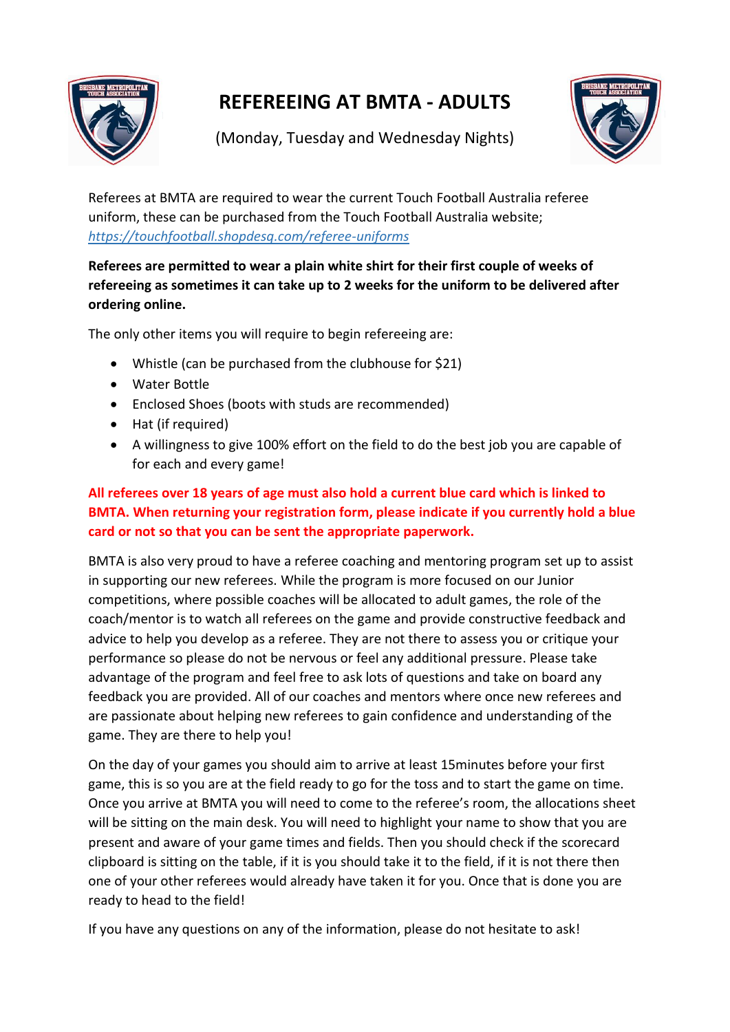# REFEREEING AT BMTA - ADULTS

(Monday, Tuesday and Wednesday Nights)

Referees at BMTA are required to wear the current Touch Football Australia referee uniform, these can be purchased from the Touch Football Australia website; *https://touchfootball.shopdesq.com/referee-uniforms*

**Referees are permitted to wear a plain white shirt for their first couple of weeks of refereeing as sometimes it can take up to 2 weeks for the uniform to be delivered after ordering online.**

The only other items you will require to begin refereeing are:

- Whistle (can be purchased from the clubhouse for $21)
- Water Bottle
- Enclosed Shoes (boots with studs are recommended)
- Hat (if required)
- A willingness to give 100% effort on the field to do the best job you are capable of for each and every game!

**All referees over 18 years of age must also hold a current blue card which is linked to BMTA. When returning your registration form, please indicate if you currently hold a blue card or not so that you can be sent the appropriate paperwork.**

BMTA is also very proud to have a referee coaching and mentoring program set up to assist in supporting our new referees. While the program is more focused on our Junior competitions, where possible coaches will be allocated to adult games, the role of the coach/mentor is to watch all referees on the game and provide constructive feedback and advice to help you develop as a referee. They are not there to assess you or critique your performance so please do not be nervous or feel any additional pressure. Please take advantage of the program and feel free to ask lots of questions and take on board any feedback you are provided. All of our coaches and mentors where once new referees and are passionate about helping new referees to gain confidence and understanding of the game. They are there to help you!

On the day of your games you should aim to arrive at least 15minutes before your first game, this is so you are at the field ready to go for the toss and to start the game on time. Once you arrive at BMTA you will need to come to the referee's room, the allocations sheet will be sitting on the main desk. You will need to highlight your name to show that you are present and aware of your game times and fields. Then you should check if the scorecard clipboard is sitting on the table, if it is you should take it to the field, if it is not there then one of your other referees would already have taken it for you. Once that is done you are ready to head to the field!

If you have any questions on any of the information, please do not hesitate to ask!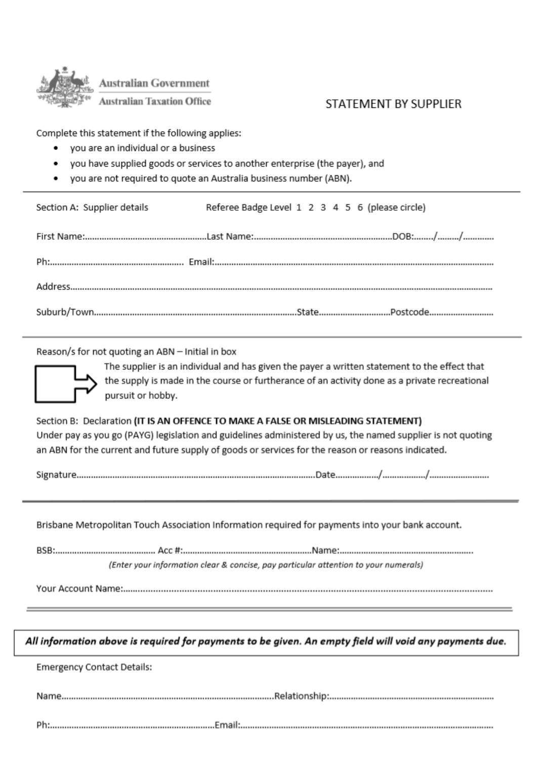Australian Government
Australian Taxation Office

# STATEMENT BY SUPPLIER

Complete this statement if the following applies:

- you are an individual or a business
- you have supplied goods or services to another enterprise (the payer), and
- you are not required to quote an Australia business number (ABN).

---

Section A: Supplier details Referee Badge Level 1 2 3 4 5 6 (please circle)

First Name:.................................................Last Name:.......................................................DOB:......../........./............

Ph:....................................................... Email:..........................................................................................................

Address.......................................................................................................................................................................

Suburb/Town...................................................................................State.............................Postcode..........................

---

Reason/s for not quoting an ABN – Initial in box

The supplier is an individual and has given the payer a written statement to the effect that the supply is made in the course or furtherance of an activity done as a private recreational pursuit or hobby.

Section B: Declaration **(IT IS AN OFFENCE TO MAKE A FALSE OR MISLEADING STATEMENT)**
Under pay as you go (PAYG) legislation and guidelines administered by us, the named supplier is not quoting an ABN for the current and future supply of goods or services for the reason or reasons indicated.

Signature.................................................................................................Date................./................./.........................

---

Brisbane Metropolitan Touch Association Information required for payments into your bank account.

BSB:........................................ Acc #:...................................................Name:.......................................................

*(Enter your information clear & concise, pay particular attention to your numerals)*

Your Account Name:....................................................................................................................................................

---

***All information above is required for payments to be given. An empty field will void any payments due.***

Emergency Contact Details:

Name.............................................................................................Relationship:.....................................................

Ph:...................................................................Email:..............................................................................................